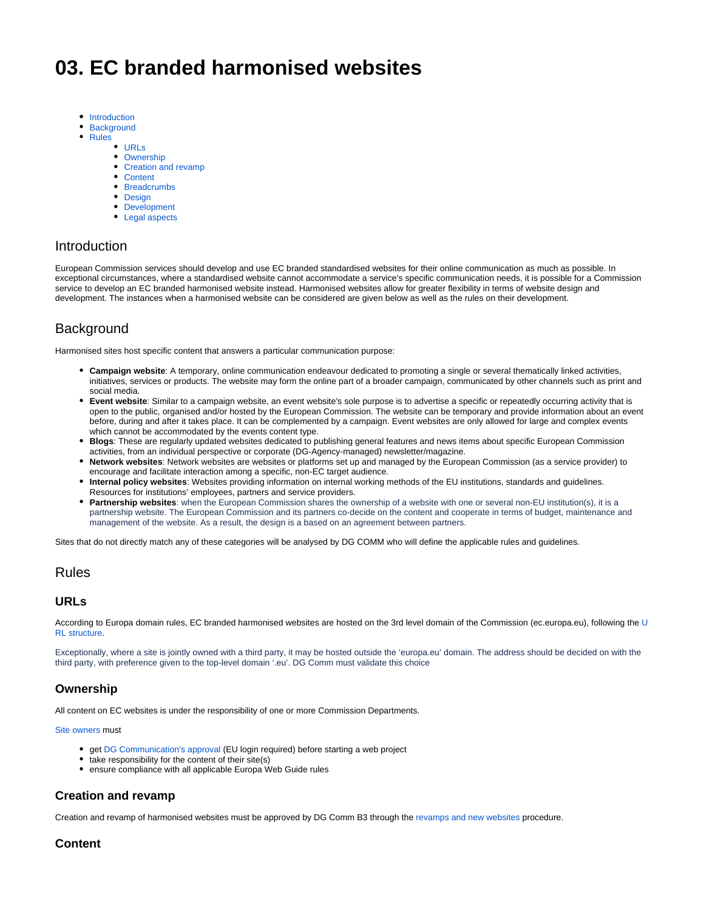# 03. EC branded harmonised websites

- Introduction
- Background
- Rules
    - URLs
    - Ownership
    - Creation and revamp
    - Content
    - Breadcrumbs
    - Design
    - Development
    - Legal aspects

## Introduction

European Commission services should develop and use EC branded standardised websites for their online communication as much as possible. In exceptional circumstances, where a standardised website cannot accommodate a service's specific communication needs, it is possible for a Commission service to develop an EC branded harmonised website instead. Harmonised websites allow for greater flexibility in terms of website design and development. The instances when a harmonised website can be considered are given below as well as the rules on their development.

## Background

Harmonised sites host specific content that answers a particular communication purpose:

- **Campaign website**: A temporary, online communication endeavour dedicated to promoting a single or several thematically linked activities, initiatives, services or products. The website may form the online part of a broader campaign, communicated by other channels such as print and social media.
- **Event website**: Similar to a campaign website, an event website's sole purpose is to advertise a specific or repeatedly occurring activity that is open to the public, organised and/or hosted by the European Commission. The website can be temporary and provide information about an event before, during and after it takes place. It can be complemented by a campaign. Event websites are only allowed for large and complex events which cannot be accommodated by the events content type.
- **Blogs**: These are regularly updated websites dedicated to publishing general features and news items about specific European Commission activities, from an individual perspective or corporate (DG-Agency-managed) newsletter/magazine.
- **Network websites**: Network websites are websites or platforms set up and managed by the European Commission (as a service provider) to encourage and facilitate interaction among a specific, non-EC target audience.
- **Internal policy websites**: Websites providing information on internal working methods of the EU institutions, standards and guidelines. Resources for institutions' employees, partners and service providers.
- **Partnership websites**: when the European Commission shares the ownership of a website with one or several non-EU institution(s), it is a partnership website. The European Commission and its partners co-decide on the content and cooperate in terms of budget, maintenance and management of the website. As a result, the design is a based on an agreement between partners.

Sites that do not directly match any of these categories will be analysed by DG COMM who will define the applicable rules and guidelines.

## Rules

### URLs

According to Europa domain rules, EC branded harmonised websites are hosted on the 3rd level domain of the Commission (ec.europa.eu), following the URL structure.

Exceptionally, where a site is jointly owned with a third party, it may be hosted outside the 'europa.eu' domain. The address should be decided on with the third party, with preference given to the top-level domain '.eu'. DG Comm must validate this choice

### Ownership

All content on EC websites is under the responsibility of one or more Commission Departments.

Site owners must

- get DG Communication's approval (EU login required) before starting a web project
- take responsibility for the content of their site(s)
- ensure compliance with all applicable Europa Web Guide rules

### Creation and revamp

Creation and revamp of harmonised websites must be approved by DG Comm B3 through the revamps and new websites procedure.

### Content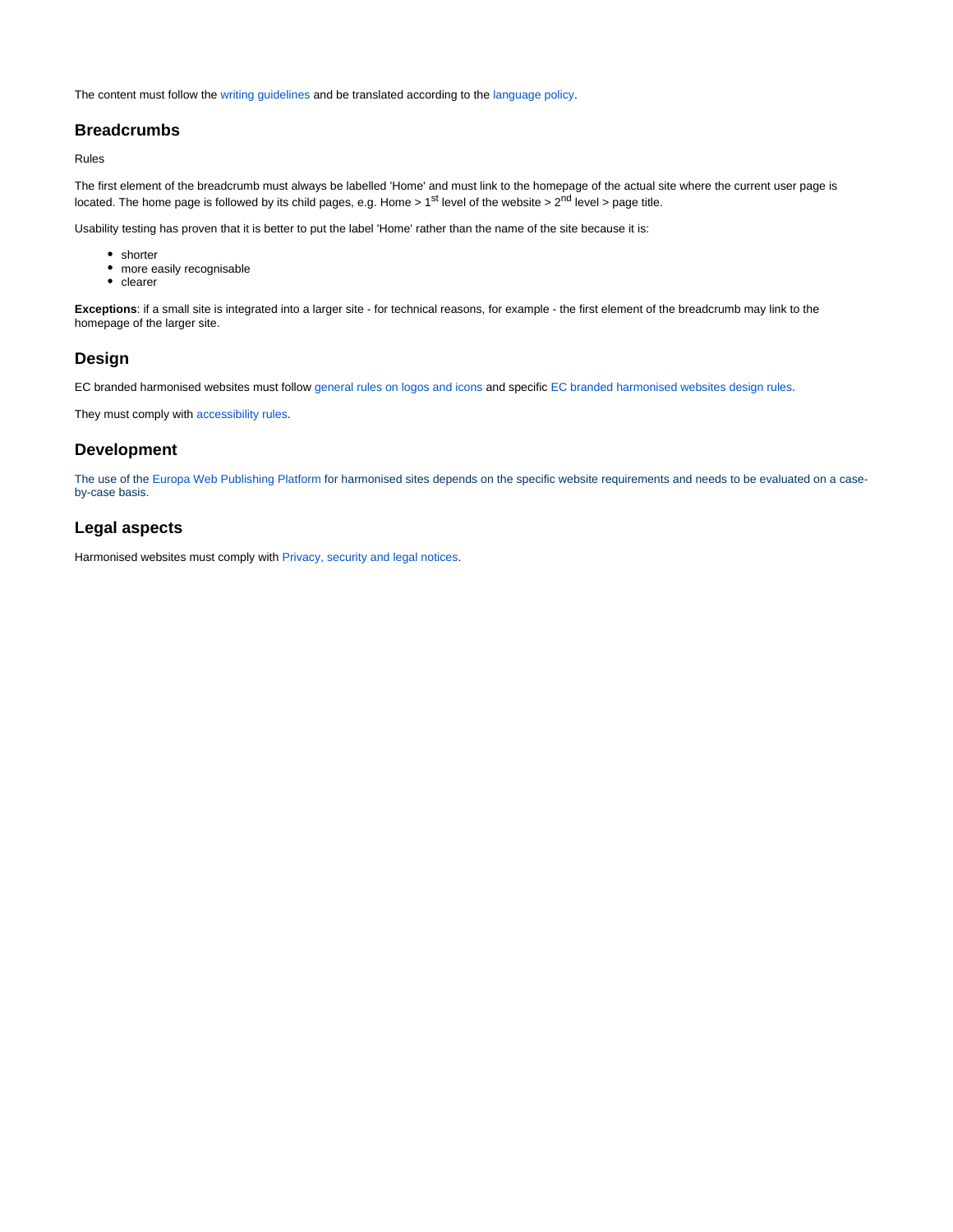The content must follow the writing guidelines and be translated according to the language policy.

## Breadcrumbs

Rules

The first element of the breadcrumb must always be labelled 'Home' and must link to the homepage of the actual site where the current user page is located. The home page is followed by its child pages, e.g. Home > 1st level of the website > 2nd level > page title.

Usability testing has proven that it is better to put the label 'Home' rather than the name of the site because it is:

- shorter
- more easily recognisable
- clearer

**Exceptions**: if a small site is integrated into a larger site - for technical reasons, for example - the first element of the breadcrumb may link to the homepage of the larger site.

## Design

EC branded harmonised websites must follow general rules on logos and icons and specific EC branded harmonised websites design rules.

They must comply with accessibility rules.

## Development

The use of the Europa Web Publishing Platform for harmonised sites depends on the specific website requirements and needs to be evaluated on a case-by-case basis.

## Legal aspects

Harmonised websites must comply with Privacy, security and legal notices.